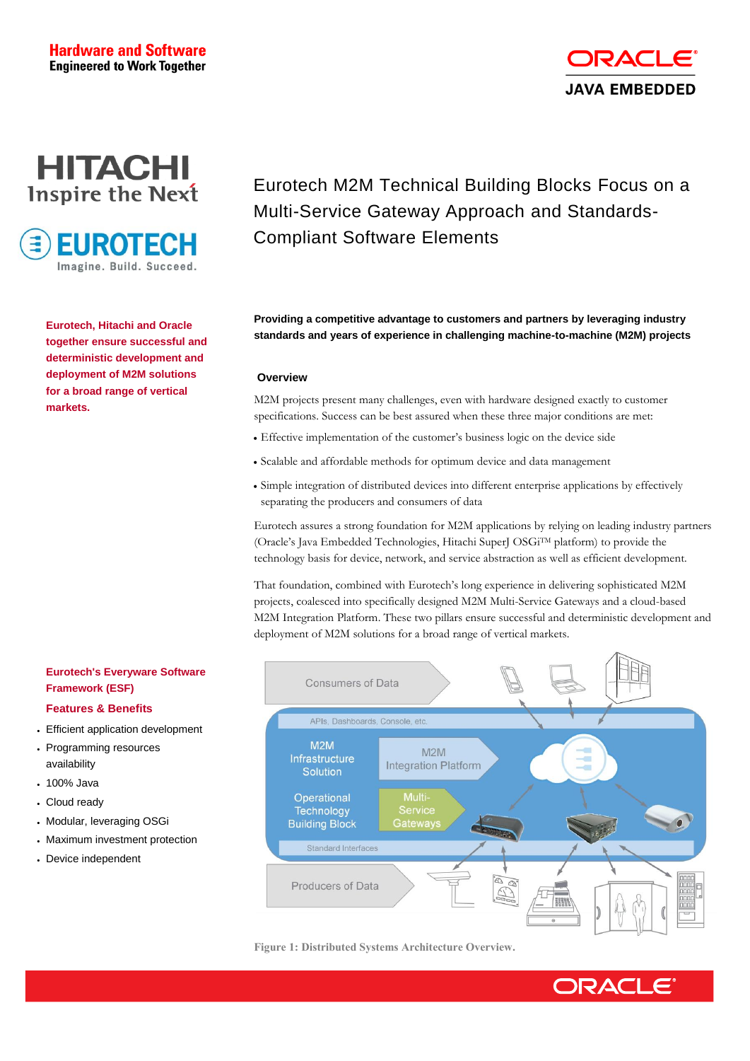**Hardware and Software**
**Engineered to Work Together**

ORACLE
JAVA EMBEDDED

HITACHI
Inspire the Next

EUROTECH
Imagine. Build. Succeed.

# Eurotech M2M Technical Building Blocks Focus on a Multi-Service Gateway Approach and Standards-Compliant Software Elements

**Eurotech, Hitachi and Oracle together ensure successful and deterministic development and deployment of M2M solutions for a broad range of vertical markets.**

**Providing a competitive advantage to customers and partners by leveraging industry standards and years of experience in challenging machine-to-machine (M2M) projects**

## Overview

M2M projects present many challenges, even with hardware designed exactly to customer specifications. Success can be best assured when these three major conditions are met:

- Effective implementation of the customer's business logic on the device side
- Scalable and affordable methods for optimum device and data management
- Simple integration of distributed devices into different enterprise applications by effectively separating the producers and consumers of data

Eurotech assures a strong foundation for M2M applications by relying on leading industry partners (Oracle's Java Embedded Technologies, Hitachi SuperJ OSGi™ platform) to provide the technology basis for device, network, and service abstraction as well as efficient development.

That foundation, combined with Eurotech's long experience in delivering sophisticated M2M projects, coalesced into specifically designed M2M Multi-Service Gateways and a cloud-based M2M Integration Platform. These two pillars ensure successful and deterministic development and deployment of M2M solutions for a broad range of vertical markets.

Consumers of Data

APIs, Dashboards, Console, etc.

M2M Infrastructure Solution | M2M Integration Platform

Operational Technology Building Block | Multi-Service Gateways

Standard Interfaces

Producers of Data

**Figure 1: Distributed Systems Architecture Overview.**

### Eurotech's Everyware Software Framework (ESF)

### Features & Benefits

- Efficient application development
- Programming resources availability
- 100% Java
- Cloud ready
- Modular, leveraging OSGi
- Maximum investment protection
- Device independent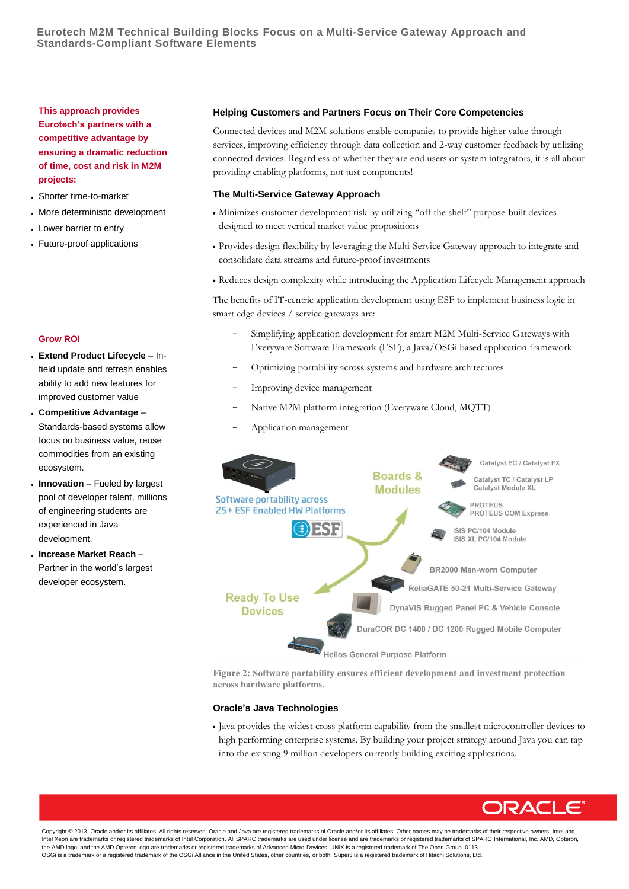# Eurotech M2M Technical Building Blocks Focus on a Multi-Service Gateway Approach and Standards-Compliant Software Elements

**This approach provides Eurotech's partners with a competitive advantage by ensuring a dramatic reduction of time, cost and risk in M2M projects:**

- Shorter time-to-market
- More deterministic development
- Lower barrier to entry
- Future-proof applications

**Grow ROI**

- **Extend Product Lifecycle** – In-field update and refresh enables ability to add new features for improved customer value
- **Competitive Advantage** – Standards-based systems allow focus on business value, reuse commodities from an existing ecosystem.
- **Innovation** – Fueled by largest pool of developer talent, millions of engineering students are experienced in Java development.
- **Increase Market Reach** – Partner in the world's largest developer ecosystem.

## Helping Customers and Partners Focus on Their Core Competencies

Connected devices and M2M solutions enable companies to provide higher value through services, improving efficiency through data collection and 2-way customer feedback by utilizing connected devices. Regardless of whether they are end users or system integrators, it is all about providing enabling platforms, not just components!

## The Multi-Service Gateway Approach

- Minimizes customer development risk by utilizing "off the shelf" purpose-built devices designed to meet vertical market value propositions
- Provides design flexibility by leveraging the Multi-Service Gateway approach to integrate and consolidate data streams and future-proof investments
- Reduces design complexity while introducing the Application Lifecycle Management approach

The benefits of IT-centric application development using ESF to implement business logic in smart edge devices / service gateways are:

- Simplifying application development for smart M2M Multi-Service Gateways with Everyware Software Framework (ESF), a Java/OSGi based application framework
- Optimizing portability across systems and hardware architectures
- Improving device management
- Native M2M platform integration (Everyware Cloud, MQTT)
- Application management

Software portability across 25+ ESF Enabled HW Platforms

ESF

Boards & Modules

- Catalyst EC / Catalyst FX
- Catalyst TC / Catalyst LP, Catalyst Module XL
- PROTEUS, PROTEUS COM Express
- ISIS PC/104 Module, ISIS XL PC/104 Module

Ready To Use Devices

- BR2000 Man-worn Computer
- ReliaGATE 50-21 Multi-Service Gateway
- DynaVIS Rugged Panel PC & Vehicle Console
- DuraCOR DC 1400 / DC 1200 Rugged Mobile Computer
- Helios General Purpose Platform

**Figure 2: Software portability ensures efficient development and investment protection across hardware platforms.**

## Oracle's Java Technologies

- Java provides the widest cross platform capability from the smallest microcontroller devices to high performing enterprise systems. By building your project strategy around Java you can tap into the existing 9 million developers currently building exciting applications.

ORACLE®

Copyright © 2013, Oracle and/or its affiliates. All rights reserved. Oracle and Java are registered trademarks of Oracle and/or its affiliates. Other names may be trademarks of their respective owners. Intel and Intel Xeon are trademarks or registered trademarks of Intel Corporation. All SPARC trademarks are used under license and are trademarks or registered trademarks of SPARC International, Inc. AMD, Opteron, the AMD logo, and the AMD Opteron logo are trademarks or registered trademarks of Advanced Micro Devices. UNIX is a registered trademark of The Open Group. 0113
OSGi is a trademark or a registered trademark of the OSGi Alliance in the United States, other countries, or both. SuperJ is a registered trademark of Hitachi Solutions, Ltd.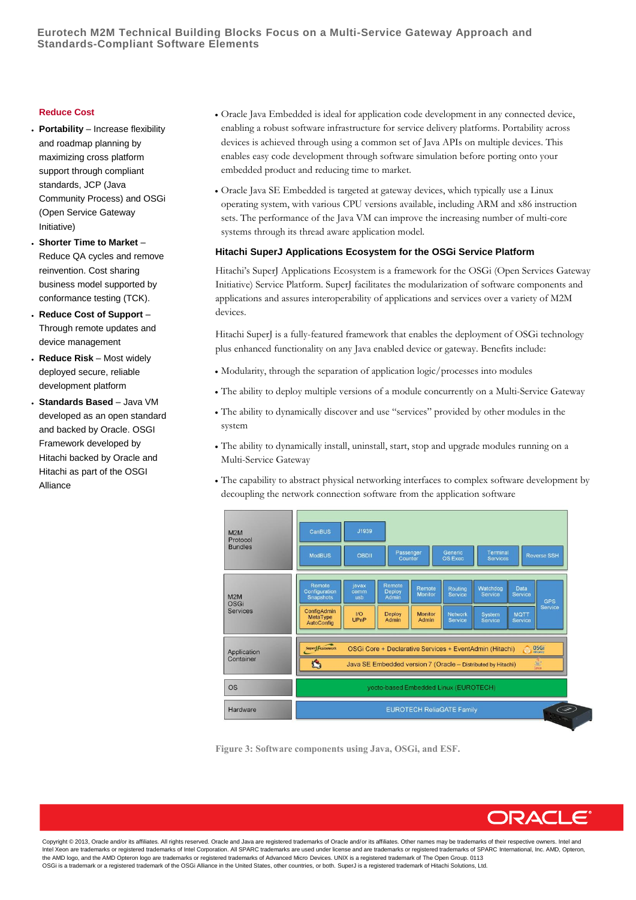### Reduce Cost

- **Portability** – Increase flexibility and roadmap planning by maximizing cross platform support through compliant standards, JCP (Java Community Process) and OSGi (Open Service Gateway Initiative)
- **Shorter Time to Market** – Reduce QA cycles and remove reinvention. Cost sharing business model supported by conformance testing (TCK).
- **Reduce Cost of Support** – Through remote updates and device management
- **Reduce Risk** – Most widely deployed secure, reliable development platform
- **Standards Based** – Java VM developed as an open standard and backed by Oracle. OSGI Framework developed by Hitachi backed by Oracle and Hitachi as part of the OSGI Alliance

- Oracle Java Embedded is ideal for application code development in any connected device, enabling a robust software infrastructure for service delivery platforms. Portability across devices is achieved through using a common set of Java APIs on multiple devices. This enables easy code development through software simulation before porting onto your embedded product and reducing time to market.
- Oracle Java SE Embedded is targeted at gateway devices, which typically use a Linux operating system, with various CPU versions available, including ARM and x86 instruction sets. The performance of the Java VM can improve the increasing number of multi-core systems through its thread aware application model.

### Hitachi SuperJ Applications Ecosystem for the OSGi Service Platform

Hitachi's SuperJ Applications Ecosystem is a framework for the OSGi (Open Services Gateway Initiative) Service Platform. SuperJ facilitates the modularization of software components and applications and assures interoperability of applications and services over a variety of M2M devices.

Hitachi SuperJ is a fully-featured framework that enables the deployment of OSGi technology plus enhanced functionality on any Java enabled device or gateway. Benefits include:

- Modularity, through the separation of application logic/processes into modules
- The ability to deploy multiple versions of a module concurrently on a Multi-Service Gateway
- The ability to dynamically discover and use "services" provided by other modules in the system
- The ability to dynamically install, uninstall, start, stop and upgrade modules running on a Multi-Service Gateway
- The capability to abstract physical networking interfaces to complex software development by decoupling the network connection software from the application software

| Layer | Components |
| --- | --- |
| M2M Protocol Bundles | CanBUS, J1939, ModBUS, OBDII, Passenger Counter, Generic OS Exec, Terminal Services, Reverse SSH |
| M2M OSGi Services | Remote Configuration Snapshots, javax comm usb, Remote Deploy Admin, Remote Monitor, Routing Service, Watchdog Service, Data Service, GPS Service, ConfigAdmin MetaType AutoConfig, I/O UPnP, Deploy Admin, Monitor Admin, Network Service, System Service, MQTT Service |
| Application Container | OSGi Core + Declarative Services + EventAdmin (Hitachi); Java SE Embedded version 7 (Oracle – Distributed by Hitachi) |
| OS | yocto-based Embedded Linux (EUROTECH) |
| Hardware | EUROTECH ReliaGATE Family |

Figure 3: Software components using Java, OSGi, and ESF.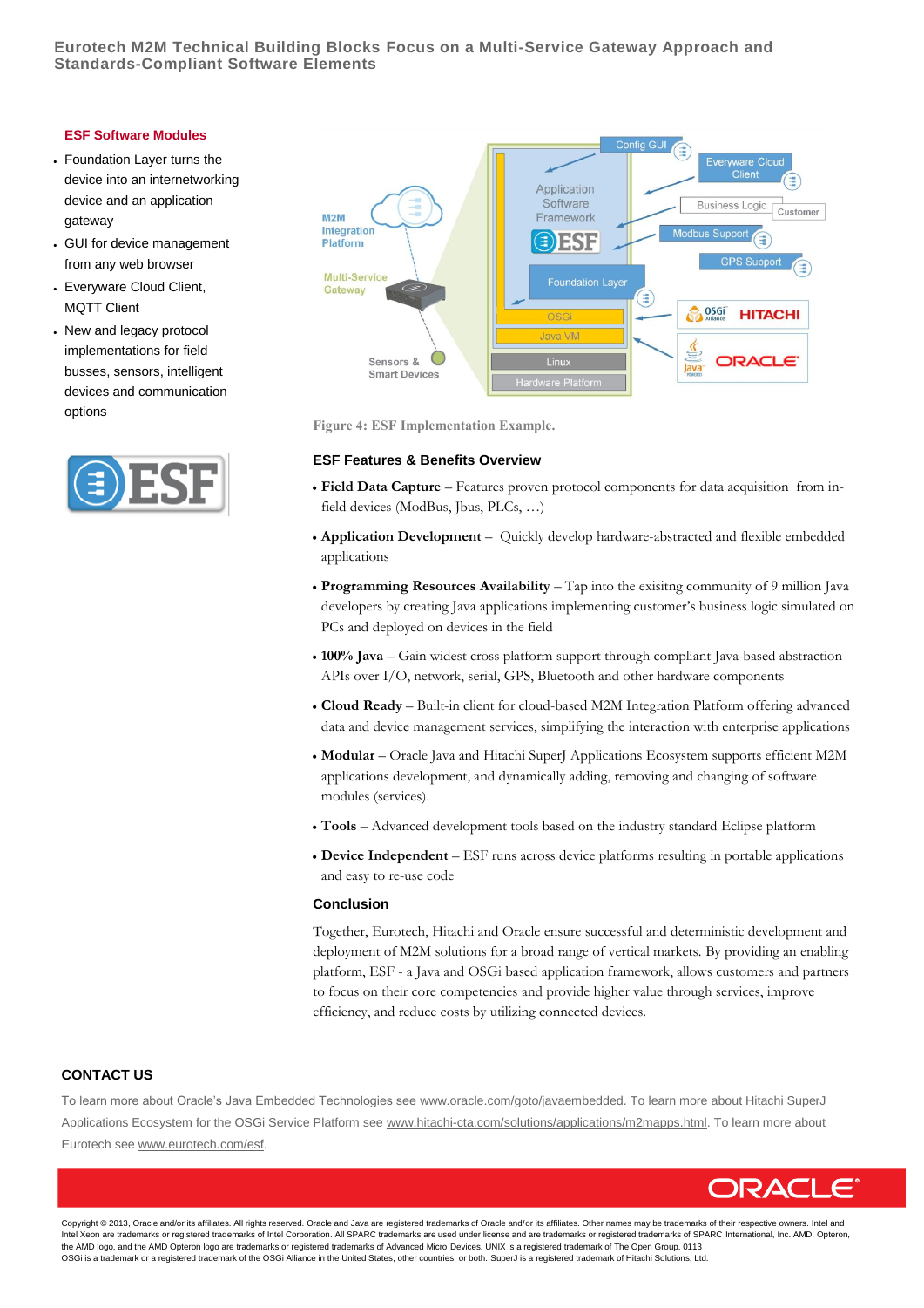# Eurotech M2M Technical Building Blocks Focus on a Multi-Service Gateway Approach and Standards-Compliant Software Elements

### ESF Software Modules

- Foundation Layer turns the device into an internetworking device and an application gateway
- GUI for device management from any web browser
- Everyware Cloud Client, MQTT Client
- New and legacy protocol implementations for field busses, sensors, intelligent devices and communication options

Config GUI
Everyware Cloud Client
Business Logic
Customer
Modbus Support
GPS Support
M2M Integration Platform
Application Software Framework
ESF
Multi-Service Gateway
Foundation Layer
OSGi
HITACHI
Java VM
Sensors & Smart Devices
Linux
ORACLE
Hardware Platform

Figure 4: ESF Implementation Example.

### ESF Features & Benefits Overview

- **Field Data Capture** – Features proven protocol components for data acquisition from in-field devices (ModBus, Jbus, PLCs, …)
- **Application Development** – Quickly develop hardware-abstracted and flexible embedded applications
- **Programming Resources Availability** – Tap into the exisitng community of 9 million Java developers by creating Java applications implementing customer's business logic simulated on PCs and deployed on devices in the field
- **100% Java** – Gain widest cross platform support through compliant Java-based abstraction APIs over I/O, network, serial, GPS, Bluetooth and other hardware components
- **Cloud Ready** – Built-in client for cloud-based M2M Integration Platform offering advanced data and device management services, simplifying the interaction with enterprise applications
- **Modular** – Oracle Java and Hitachi SuperJ Applications Ecosystem supports efficient M2M applications development, and dynamically adding, removing and changing of software modules (services).
- **Tools** – Advanced development tools based on the industry standard Eclipse platform
- **Device Independent** – ESF runs across device platforms resulting in portable applications and easy to re-use code

### Conclusion

Together, Eurotech, Hitachi and Oracle ensure successful and deterministic development and deployment of M2M solutions for a broad range of vertical markets. By providing an enabling platform, ESF - a Java and OSGi based application framework, allows customers and partners to focus on their core competencies and provide higher value through services, improve efficiency, and reduce costs by utilizing connected devices.

### CONTACT US

To learn more about Oracle's Java Embedded Technologies see www.oracle.com/goto/javaembedded. To learn more about Hitachi SuperJ Applications Ecosystem for the OSGi Service Platform see www.hitachi-cta.com/solutions/applications/m2mapps.html. To learn more about Eurotech see www.eurotech.com/esf.

ORACLE

Copyright © 2013, Oracle and/or its affiliates. All rights reserved. Oracle and Java are registered trademarks of Oracle and/or its affiliates. Other names may be trademarks of their respective owners. Intel and Intel Xeon are trademarks or registered trademarks of Intel Corporation. All SPARC trademarks are used under license and are trademarks or registered trademarks of SPARC International, Inc. AMD, Opteron, the AMD logo, and the AMD Opteron logo are trademarks or registered trademarks of Advanced Micro Devices. UNIX is a registered trademark of The Open Group. 0113
OSGi is a trademark or a registered trademark of the OSGi Alliance in the United States, other countries, or both. SuperJ is a registered trademark of Hitachi Solutions, Ltd.